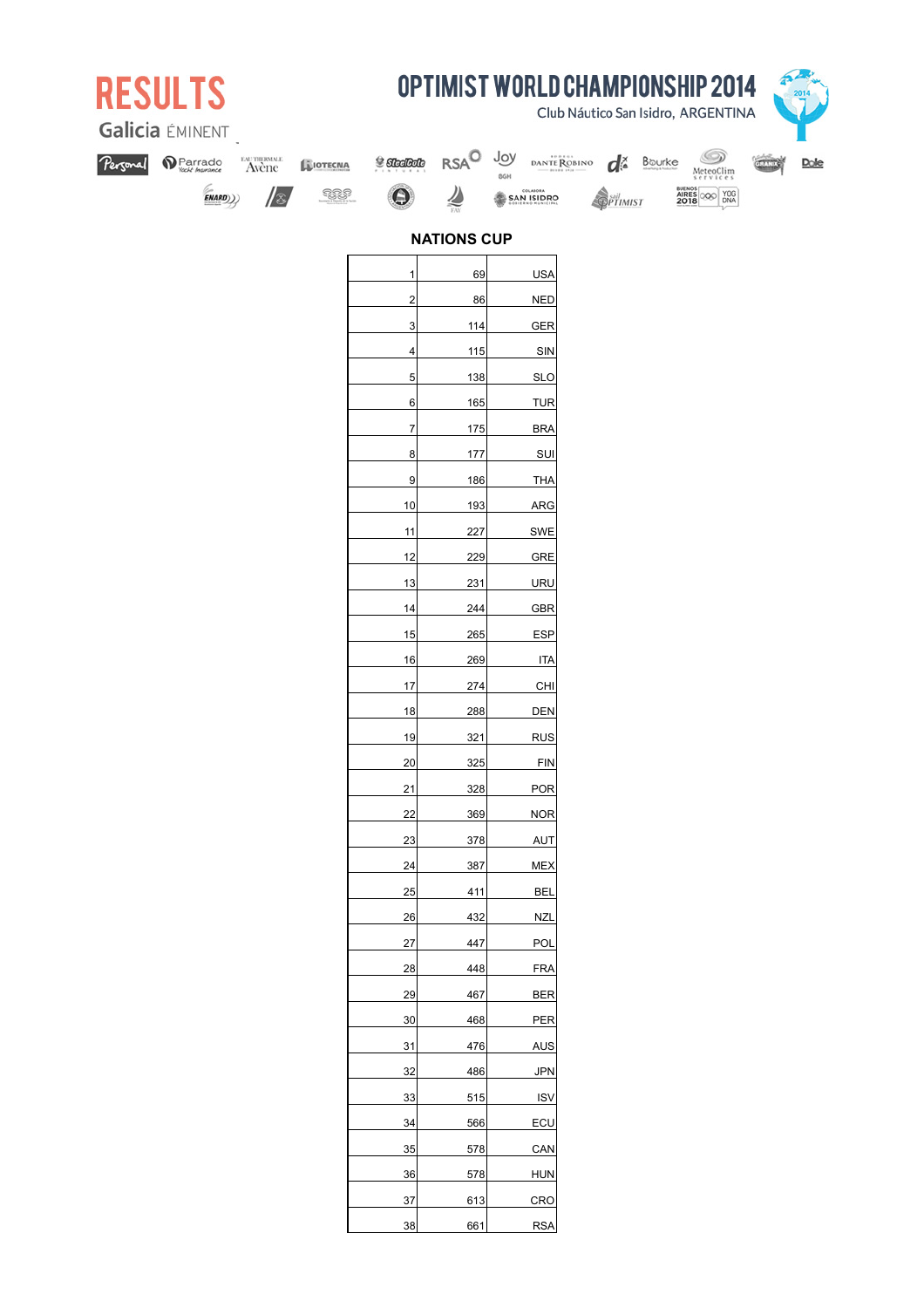# RESULTS

Galicia ÉMINENT

## OPTIMIST WORLD CHAMPIONSHIP 2014

Club Náutico San Isidro, ARGENTINA

### NATIONS CUP

| | | |
|---|---|---|
| 1 | 69 | USA |
| 2 | 86 | NED |
| 3 | 114 | GER |
| 4 | 115 | SIN |
| 5 | 138 | SLO |
| 6 | 165 | TUR |
| 7 | 175 | BRA |
| 8 | 177 | SUI |
| 9 | 186 | THA |
| 10 | 193 | ARG |
| 11 | 227 | SWE |
| 12 | 229 | GRE |
| 13 | 231 | URU |
| 14 | 244 | GBR |
| 15 | 265 | ESP |
| 16 | 269 | ITA |
| 17 | 274 | CHI |
| 18 | 288 | DEN |
| 19 | 321 | RUS |
| 20 | 325 | FIN |
| 21 | 328 | POR |
| 22 | 369 | NOR |
| 23 | 378 | AUT |
| 24 | 387 | MEX |
| 25 | 411 | BEL |
| 26 | 432 | NZL |
| 27 | 447 | POL |
| 28 | 448 | FRA |
| 29 | 467 | BER |
| 30 | 468 | PER |
| 31 | 476 | AUS |
| 32 | 486 | JPN |
| 33 | 515 | ISV |
| 34 | 566 | ECU |
| 35 | 578 | CAN |
| 36 | 578 | HUN |
| 37 | 613 | CRO |
| 38 | 661 | RSA |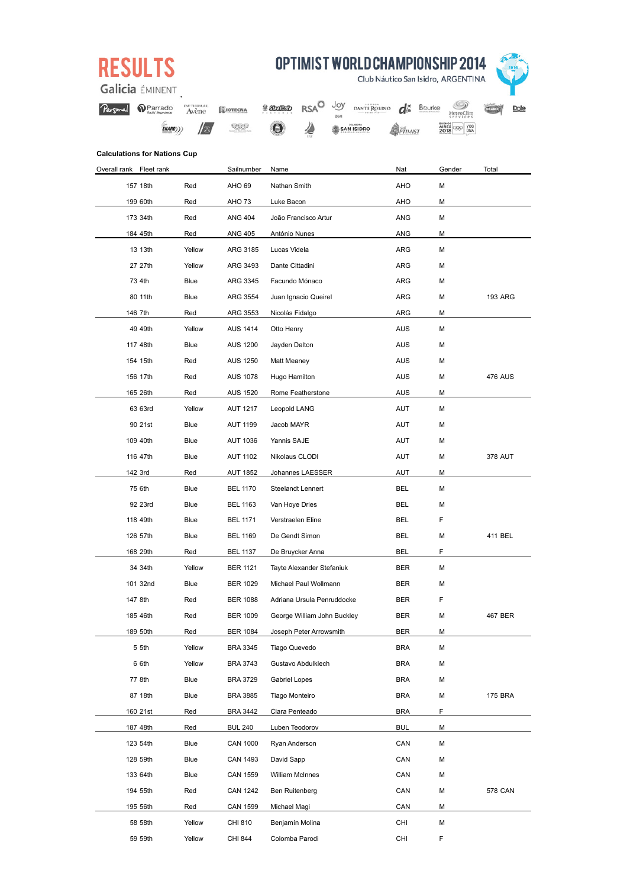# RESULTS

Galicia ÉMINENT

# OPTIMIST WORLD CHAMPIONSHIP 2014

Club Náutico San Isidro, ARGENTINA

### Calculations for Nations Cup

| Overall rank | Fleet rank | | Sailnumber | Name | Nat | Gender | Total |
|---|---|---|---|---|---|---|---|
| 157 | 18th | Red | AHO 69 | Nathan Smith | AHO | M | |
| 199 | 60th | Red | AHO 73 | Luke Bacon | AHO | M | |
| 173 | 34th | Red | ANG 404 | João Francisco Artur | ANG | M | |
| 184 | 45th | Red | ANG 405 | António Nunes | ANG | M | |
| 13 | 13th | Yellow | ARG 3185 | Lucas Videla | ARG | M | |
| 27 | 27th | Yellow | ARG 3493 | Dante Cittadini | ARG | M | |
| 73 | 4th | Blue | ARG 3345 | Facundo Mónaco | ARG | M | |
| 80 | 11th | Blue | ARG 3554 | Juan Ignacio Queirel | ARG | M | 193 ARG |
| 146 | 7th | Red | ARG 3553 | Nicolás Fidalgo | ARG | M | |
| 49 | 49th | Yellow | AUS 1414 | Otto Henry | AUS | M | |
| 117 | 48th | Blue | AUS 1200 | Jayden Dalton | AUS | M | |
| 154 | 15th | Red | AUS 1250 | Matt Meaney | AUS | M | |
| 156 | 17th | Red | AUS 1078 | Hugo Hamilton | AUS | M | 476 AUS |
| 165 | 26th | Red | AUS 1520 | Rome Featherstone | AUS | M | |
| 63 | 63rd | Yellow | AUT 1217 | Leopold LANG | AUT | M | |
| 90 | 21st | Blue | AUT 1199 | Jacob MAYR | AUT | M | |
| 109 | 40th | Blue | AUT 1036 | Yannis SAJE | AUT | M | |
| 116 | 47th | Blue | AUT 1102 | Nikolaus CLODI | AUT | M | 378 AUT |
| 142 | 3rd | Red | AUT 1852 | Johannes LAESSER | AUT | M | |
| 75 | 6th | Blue | BEL 1170 | Steelandt Lennert | BEL | M | |
| 92 | 23rd | Blue | BEL 1163 | Van Hoye Dries | BEL | M | |
| 118 | 49th | Blue | BEL 1171 | Verstraelen Eline | BEL | F | |
| 126 | 57th | Blue | BEL 1169 | De Gendt Simon | BEL | M | 411 BEL |
| 168 | 29th | Red | BEL 1137 | De Bruycker Anna | BEL | F | |
| 34 | 34th | Yellow | BER 1121 | Tayte Alexander Stefaniuk | BER | M | |
| 101 | 32nd | Blue | BER 1029 | Michael Paul Wollmann | BER | M | |
| 147 | 8th | Red | BER 1088 | Adriana Ursula Penruddocke | BER | F | |
| 185 | 46th | Red | BER 1009 | George William John Buckley | BER | M | 467 BER |
| 189 | 50th | Red | BER 1084 | Joseph Peter Arrowsmith | BER | M | |
| 5 | 5th | Yellow | BRA 3345 | Tiago Quevedo | BRA | M | |
| 6 | 6th | Yellow | BRA 3743 | Gustavo Abdulklech | BRA | M | |
| 77 | 8th | Blue | BRA 3729 | Gabriel Lopes | BRA | M | |
| 87 | 18th | Blue | BRA 3885 | Tiago Monteiro | BRA | M | 175 BRA |
| 160 | 21st | Red | BRA 3442 | Clara Penteado | BRA | F | |
| 187 | 48th | Red | BUL 240 | Luben Teodorov | BUL | M | |
| 123 | 54th | Blue | CAN 1000 | Ryan Anderson | CAN | M | |
| 128 | 59th | Blue | CAN 1493 | David Sapp | CAN | M | |
| 133 | 64th | Blue | CAN 1559 | William McInnes | CAN | M | |
| 194 | 55th | Red | CAN 1242 | Ben Ruitenberg | CAN | M | 578 CAN |
| 195 | 56th | Red | CAN 1599 | Michael Magi | CAN | M | |
| 58 | 58th | Yellow | CHI 810 | Benjamín Molina | CHI | M | |
| 59 | 59th | Yellow | CHI 844 | Colomba Parodi | CHI | F | |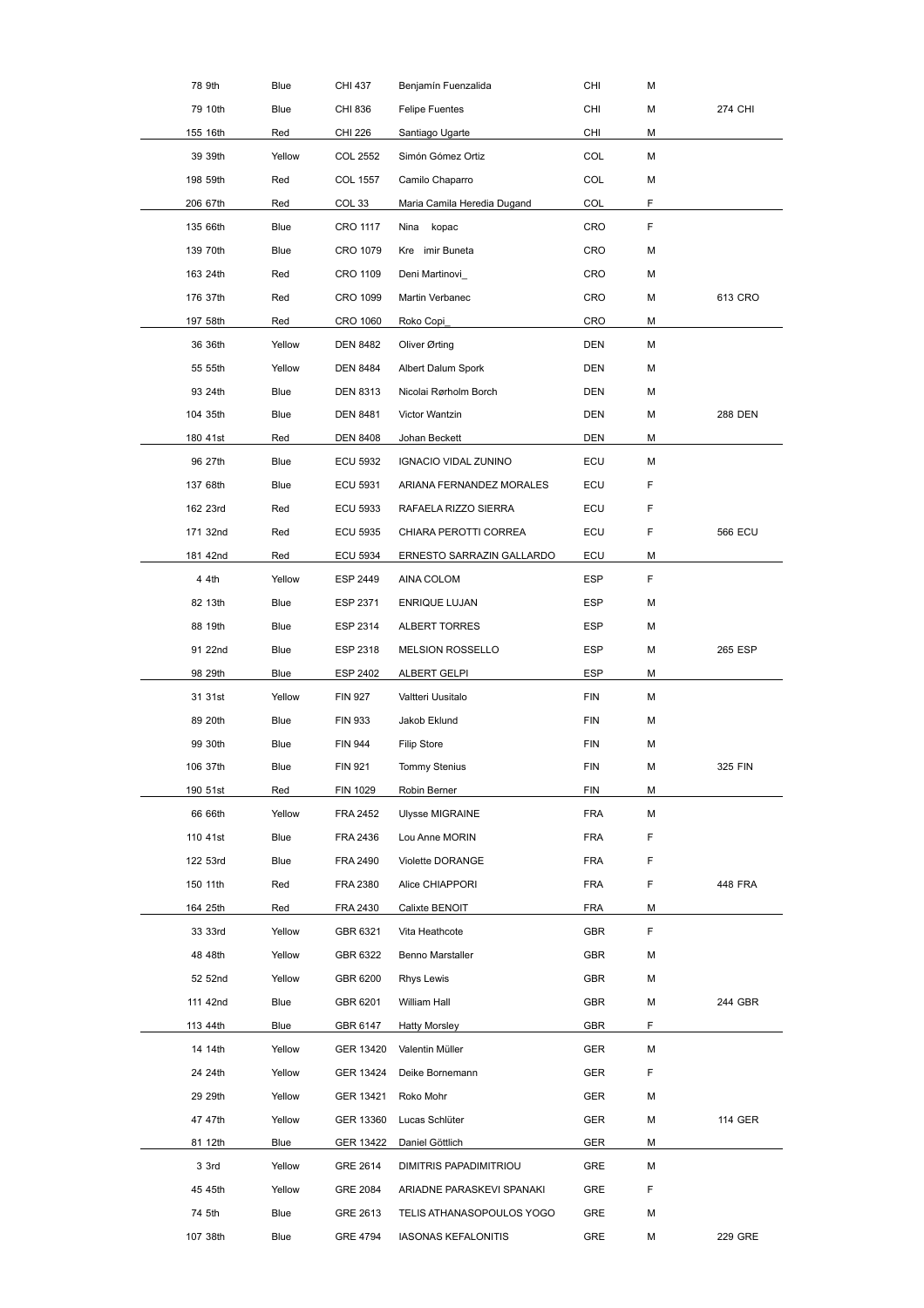| | | | | | | |
|---|---|---|---|---|---|---|
| 78 9th | Blue | CHI 437 | Benjamín Fuenzalida | CHI | M | |
| 79 10th | Blue | CHI 836 | Felipe Fuentes | CHI | M | 274 CHI |
| 155 16th | Red | CHI 226 | Santiago Ugarte | CHI | M | |
| 39 39th | Yellow | COL 2552 | Simón Gómez Ortiz | COL | M | |
| 198 59th | Red | COL 1557 | Camilo Chaparro | COL | M | |
| 206 67th | Red | COL 33 | Maria Camila Heredia Dugand | COL | F | |
| 135 66th | Blue | CRO 1117 | Nina kopac | CRO | F | |
| 139 70th | Blue | CRO 1079 | Kre imir Buneta | CRO | M | |
| 163 24th | Red | CRO 1109 | Deni Martinovi_ | CRO | M | |
| 176 37th | Red | CRO 1099 | Martin Verbanec | CRO | M | 613 CRO |
| 197 58th | Red | CRO 1060 | Roko Copi_ | CRO | M | |
| 36 36th | Yellow | DEN 8482 | Oliver Ørting | DEN | M | |
| 55 55th | Yellow | DEN 8484 | Albert Dalum Spork | DEN | M | |
| 93 24th | Blue | DEN 8313 | Nicolai Rørholm Borch | DEN | M | |
| 104 35th | Blue | DEN 8481 | Victor Wantzin | DEN | M | 288 DEN |
| 180 41st | Red | DEN 8408 | Johan Beckett | DEN | M | |
| 96 27th | Blue | ECU 5932 | IGNACIO VIDAL ZUNINO | ECU | M | |
| 137 68th | Blue | ECU 5931 | ARIANA FERNANDEZ MORALES | ECU | F | |
| 162 23rd | Red | ECU 5933 | RAFAELA RIZZO SIERRA | ECU | F | |
| 171 32nd | Red | ECU 5935 | CHIARA PEROTTI CORREA | ECU | F | 566 ECU |
| 181 42nd | Red | ECU 5934 | ERNESTO SARRAZIN GALLARDO | ECU | M | |
| 4 4th | Yellow | ESP 2449 | AINA COLOM | ESP | F | |
| 82 13th | Blue | ESP 2371 | ENRIQUE LUJAN | ESP | M | |
| 88 19th | Blue | ESP 2314 | ALBERT TORRES | ESP | M | |
| 91 22nd | Blue | ESP 2318 | MELSION ROSSELLO | ESP | M | 265 ESP |
| 98 29th | Blue | ESP 2402 | ALBERT GELPI | ESP | M | |
| 31 31st | Yellow | FIN 927 | Valtteri Uusitalo | FIN | M | |
| 89 20th | Blue | FIN 933 | Jakob Eklund | FIN | M | |
| 99 30th | Blue | FIN 944 | Filip Store | FIN | M | |
| 106 37th | Blue | FIN 921 | Tommy Stenius | FIN | M | 325 FIN |
| 190 51st | Red | FIN 1029 | Robin Berner | FIN | M | |
| 66 66th | Yellow | FRA 2452 | Ulysse MIGRAINE | FRA | M | |
| 110 41st | Blue | FRA 2436 | Lou Anne MORIN | FRA | F | |
| 122 53rd | Blue | FRA 2490 | Violette DORANGE | FRA | F | |
| 150 11th | Red | FRA 2380 | Alice CHIAPPORI | FRA | F | 448 FRA |
| 164 25th | Red | FRA 2430 | Calixte BENOIT | FRA | M | |
| 33 33rd | Yellow | GBR 6321 | Vita Heathcote | GBR | F | |
| 48 48th | Yellow | GBR 6322 | Benno Marstaller | GBR | M | |
| 52 52nd | Yellow | GBR 6200 | Rhys Lewis | GBR | M | |
| 111 42nd | Blue | GBR 6201 | William Hall | GBR | M | 244 GBR |
| 113 44th | Blue | GBR 6147 | Hatty Morsley | GBR | F | |
| 14 14th | Yellow | GER 13420 | Valentin Müller | GER | M | |
| 24 24th | Yellow | GER 13424 | Deike Bornemann | GER | F | |
| 29 29th | Yellow | GER 13421 | Roko Mohr | GER | M | |
| 47 47th | Yellow | GER 13360 | Lucas Schlüter | GER | M | 114 GER |
| 81 12th | Blue | GER 13422 | Daniel Göttlich | GER | M | |
| 3 3rd | Yellow | GRE 2614 | DIMITRIS PAPADIMITRIOU | GRE | M | |
| 45 45th | Yellow | GRE 2084 | ARIADNE PARASKEVI SPANAKI | GRE | F | |
| 74 5th | Blue | GRE 2613 | TELIS ATHANASOPOULOS YOGO | GRE | M | |
| 107 38th | Blue | GRE 4794 | IASONAS KEFALONITIS | GRE | M | 229 GRE |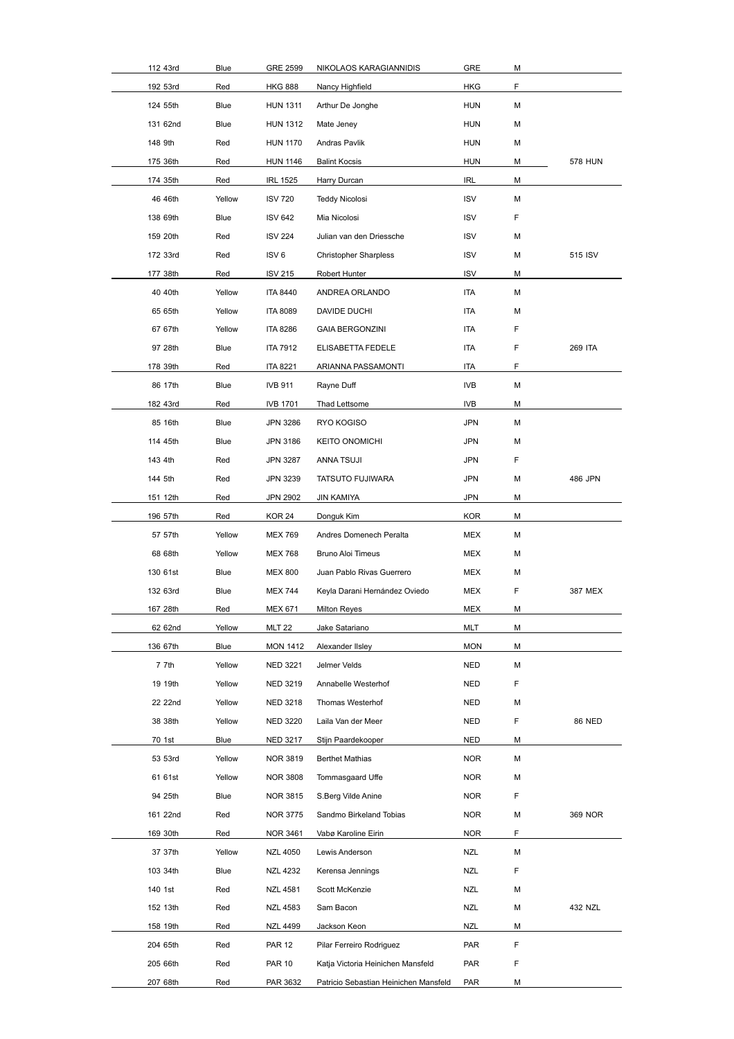| | | | | | | |
|---|---|---|---|---|---|---|
| 112 43rd | Blue | GRE 2599 | NIKOLAOS KARAGIANNIDIS | GRE | M | |
| 192 53rd | Red | HKG 888 | Nancy Highfield | HKG | F | |
| 124 55th | Blue | HUN 1311 | Arthur De Jonghe | HUN | M | |
| 131 62nd | Blue | HUN 1312 | Mate Jeney | HUN | M | |
| 148 9th | Red | HUN 1170 | Andras Pavlik | HUN | M | |
| 175 36th | Red | HUN 1146 | Balint Kocsis | HUN | M | 578 HUN |
| 174 35th | Red | IRL 1525 | Harry Durcan | IRL | M | |
| 46 46th | Yellow | ISV 720 | Teddy Nicolosi | ISV | M | |
| 138 69th | Blue | ISV 642 | Mia Nicolosi | ISV | F | |
| 159 20th | Red | ISV 224 | Julian van den Driessche | ISV | M | |
| 172 33rd | Red | ISV 6 | Christopher Sharpless | ISV | M | 515 ISV |
| 177 38th | Red | ISV 215 | Robert Hunter | ISV | M | |
| 40 40th | Yellow | ITA 8440 | ANDREA ORLANDO | ITA | M | |
| 65 65th | Yellow | ITA 8089 | DAVIDE DUCHI | ITA | M | |
| 67 67th | Yellow | ITA 8286 | GAIA BERGONZINI | ITA | F | |
| 97 28th | Blue | ITA 7912 | ELISABETTA FEDELE | ITA | F | 269 ITA |
| 178 39th | Red | ITA 8221 | ARIANNA PASSAMONTI | ITA | F | |
| 86 17th | Blue | IVB 911 | Rayne Duff | IVB | M | |
| 182 43rd | Red | IVB 1701 | Thad Lettsome | IVB | M | |
| 85 16th | Blue | JPN 3286 | RYO KOGISO | JPN | M | |
| 114 45th | Blue | JPN 3186 | KEITO ONOMICHI | JPN | M | |
| 143 4th | Red | JPN 3287 | ANNA TSUJI | JPN | F | |
| 144 5th | Red | JPN 3239 | TATSUTO FUJIWARA | JPN | M | 486 JPN |
| 151 12th | Red | JPN 2902 | JIN KAMIYA | JPN | M | |
| 196 57th | Red | KOR 24 | Donguk Kim | KOR | M | |
| 57 57th | Yellow | MEX 769 | Andres Domenech Peralta | MEX | M | |
| 68 68th | Yellow | MEX 768 | Bruno Aloi Timeus | MEX | M | |
| 130 61st | Blue | MEX 800 | Juan Pablo Rivas Guerrero | MEX | M | |
| 132 63rd | Blue | MEX 744 | Keyla Darani Hernández Oviedo | MEX | F | 387 MEX |
| 167 28th | Red | MEX 671 | Milton Reyes | MEX | M | |
| 62 62nd | Yellow | MLT 22 | Jake Satariano | MLT | M | |
| 136 67th | Blue | MON 1412 | Alexander Ilsley | MON | M | |
| 7 7th | Yellow | NED 3221 | Jelmer Velds | NED | M | |
| 19 19th | Yellow | NED 3219 | Annabelle Westerhof | NED | F | |
| 22 22nd | Yellow | NED 3218 | Thomas Westerhof | NED | M | |
| 38 38th | Yellow | NED 3220 | Laila Van der Meer | NED | F | 86 NED |
| 70 1st | Blue | NED 3217 | Stijn Paardekooper | NED | M | |
| 53 53rd | Yellow | NOR 3819 | Berthet Mathias | NOR | M | |
| 61 61st | Yellow | NOR 3808 | Tommasgaard Uffe | NOR | M | |
| 94 25th | Blue | NOR 3815 | S.Berg Vilde Anine | NOR | F | |
| 161 22nd | Red | NOR 3775 | Sandmo Birkeland Tobias | NOR | M | 369 NOR |
| 169 30th | Red | NOR 3461 | Vabø Karoline Eirin | NOR | F | |
| 37 37th | Yellow | NZL 4050 | Lewis Anderson | NZL | M | |
| 103 34th | Blue | NZL 4232 | Kerensa Jennings | NZL | F | |
| 140 1st | Red | NZL 4581 | Scott McKenzie | NZL | M | |
| 152 13th | Red | NZL 4583 | Sam Bacon | NZL | M | 432 NZL |
| 158 19th | Red | NZL 4499 | Jackson Keon | NZL | M | |
| 204 65th | Red | PAR 12 | Pilar Ferreiro Rodriguez | PAR | F | |
| 205 66th | Red | PAR 10 | Katja Victoria Heinichen Mansfeld | PAR | F | |
| 207 68th | Red | PAR 3632 | Patricio Sebastian Heinichen Mansfeld | PAR | M | |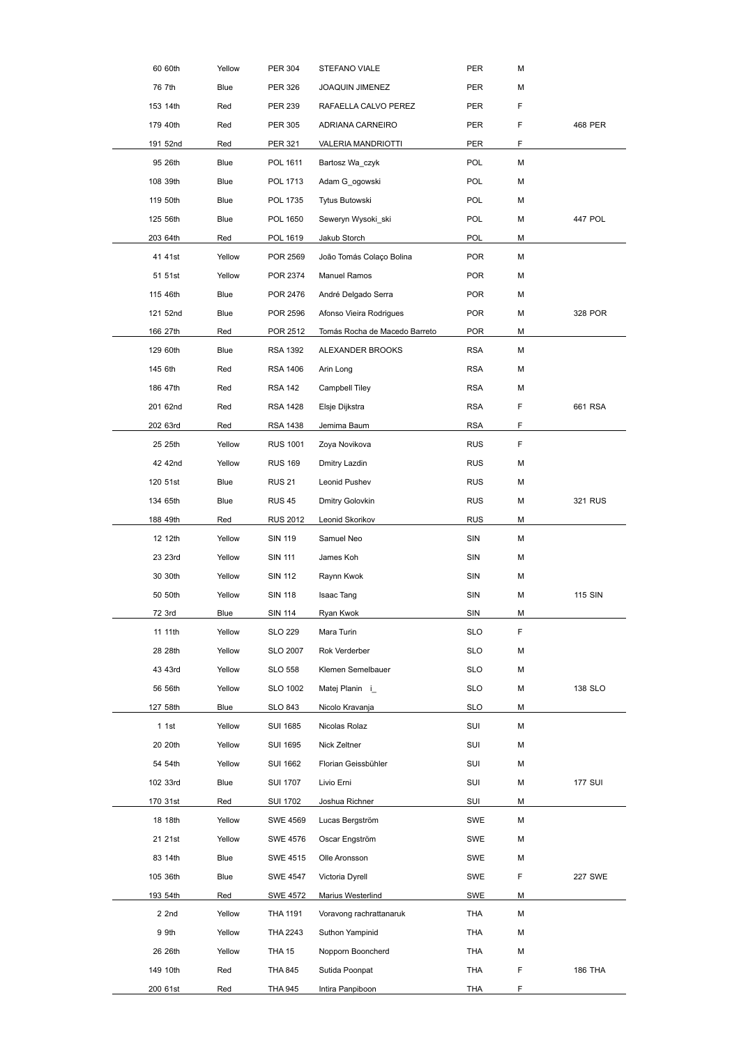| | | | | | | |
|---|---|---|---|---|---|---|
| 60 60th | Yellow | PER 304 | STEFANO VIALE | PER | M | |
| 76 7th | Blue | PER 326 | JOAQUIN JIMENEZ | PER | M | |
| 153 14th | Red | PER 239 | RAFAELLA CALVO PEREZ | PER | F | |
| 179 40th | Red | PER 305 | ADRIANA CARNEIRO | PER | F | 468 PER |
| 191 52nd | Red | PER 321 | VALERIA MANDRIOTTI | PER | F | |
| 95 26th | Blue | POL 1611 | Bartosz Wa_czyk | POL | M | |
| 108 39th | Blue | POL 1713 | Adam G_ogowski | POL | M | |
| 119 50th | Blue | POL 1735 | Tytus Butowski | POL | M | |
| 125 56th | Blue | POL 1650 | Seweryn Wysoki_ski | POL | M | 447 POL |
| 203 64th | Red | POL 1619 | Jakub Storch | POL | M | |
| 41 41st | Yellow | POR 2569 | João Tomás Colaço Bolina | POR | M | |
| 51 51st | Yellow | POR 2374 | Manuel Ramos | POR | M | |
| 115 46th | Blue | POR 2476 | André Delgado Serra | POR | M | |
| 121 52nd | Blue | POR 2596 | Afonso Vieira Rodrigues | POR | M | 328 POR |
| 166 27th | Red | POR 2512 | Tomás Rocha de Macedo Barreto | POR | M | |
| 129 60th | Blue | RSA 1392 | ALEXANDER BROOKS | RSA | M | |
| 145 6th | Red | RSA 1406 | Arin Long | RSA | M | |
| 186 47th | Red | RSA 142 | Campbell Tiley | RSA | M | |
| 201 62nd | Red | RSA 1428 | Elsje Dijkstra | RSA | F | 661 RSA |
| 202 63rd | Red | RSA 1438 | Jemima Baum | RSA | F | |
| 25 25th | Yellow | RUS 1001 | Zoya Novikova | RUS | F | |
| 42 42nd | Yellow | RUS 169 | Dmitry Lazdin | RUS | M | |
| 120 51st | Blue | RUS 21 | Leonid Pushev | RUS | M | |
| 134 65th | Blue | RUS 45 | Dmitry Golovkin | RUS | M | 321 RUS |
| 188 49th | Red | RUS 2012 | Leonid Skorikov | RUS | M | |
| 12 12th | Yellow | SIN 119 | Samuel Neo | SIN | M | |
| 23 23rd | Yellow | SIN 111 | James Koh | SIN | M | |
| 30 30th | Yellow | SIN 112 | Raynn Kwok | SIN | M | |
| 50 50th | Yellow | SIN 118 | Isaac Tang | SIN | M | 115 SIN |
| 72 3rd | Blue | SIN 114 | Ryan Kwok | SIN | M | |
| 11 11th | Yellow | SLO 229 | Mara Turin | SLO | F | |
| 28 28th | Yellow | SLO 2007 | Rok Verderber | SLO | M | |
| 43 43rd | Yellow | SLO 558 | Klemen Semelbauer | SLO | M | |
| 56 56th | Yellow | SLO 1002 | Matej Planin i_ | SLO | M | 138 SLO |
| 127 58th | Blue | SLO 843 | Nicolo Kravanja | SLO | M | |
| 1 1st | Yellow | SUI 1685 | Nicolas Rolaz | SUI | M | |
| 20 20th | Yellow | SUI 1695 | Nick Zeltner | SUI | M | |
| 54 54th | Yellow | SUI 1662 | Florian Geissbühler | SUI | M | |
| 102 33rd | Blue | SUI 1707 | Livio Erni | SUI | M | 177 SUI |
| 170 31st | Red | SUI 1702 | Joshua Richner | SUI | M | |
| 18 18th | Yellow | SWE 4569 | Lucas Bergström | SWE | M | |
| 21 21st | Yellow | SWE 4576 | Oscar Engström | SWE | M | |
| 83 14th | Blue | SWE 4515 | Olle Aronsson | SWE | M | |
| 105 36th | Blue | SWE 4547 | Victoria Dyrell | SWE | F | 227 SWE |
| 193 54th | Red | SWE 4572 | Marius Westerlind | SWE | M | |
| 2 2nd | Yellow | THA 1191 | Voravong rachrattanaruk | THA | M | |
| 9 9th | Yellow | THA 2243 | Suthon Yampinid | THA | M | |
| 26 26th | Yellow | THA 15 | Nopporn Booncherd | THA | M | |
| 149 10th | Red | THA 845 | Sutida Poonpat | THA | F | 186 THA |
| 200 61st | Red | THA 945 | Intira Panpiboon | THA | F | |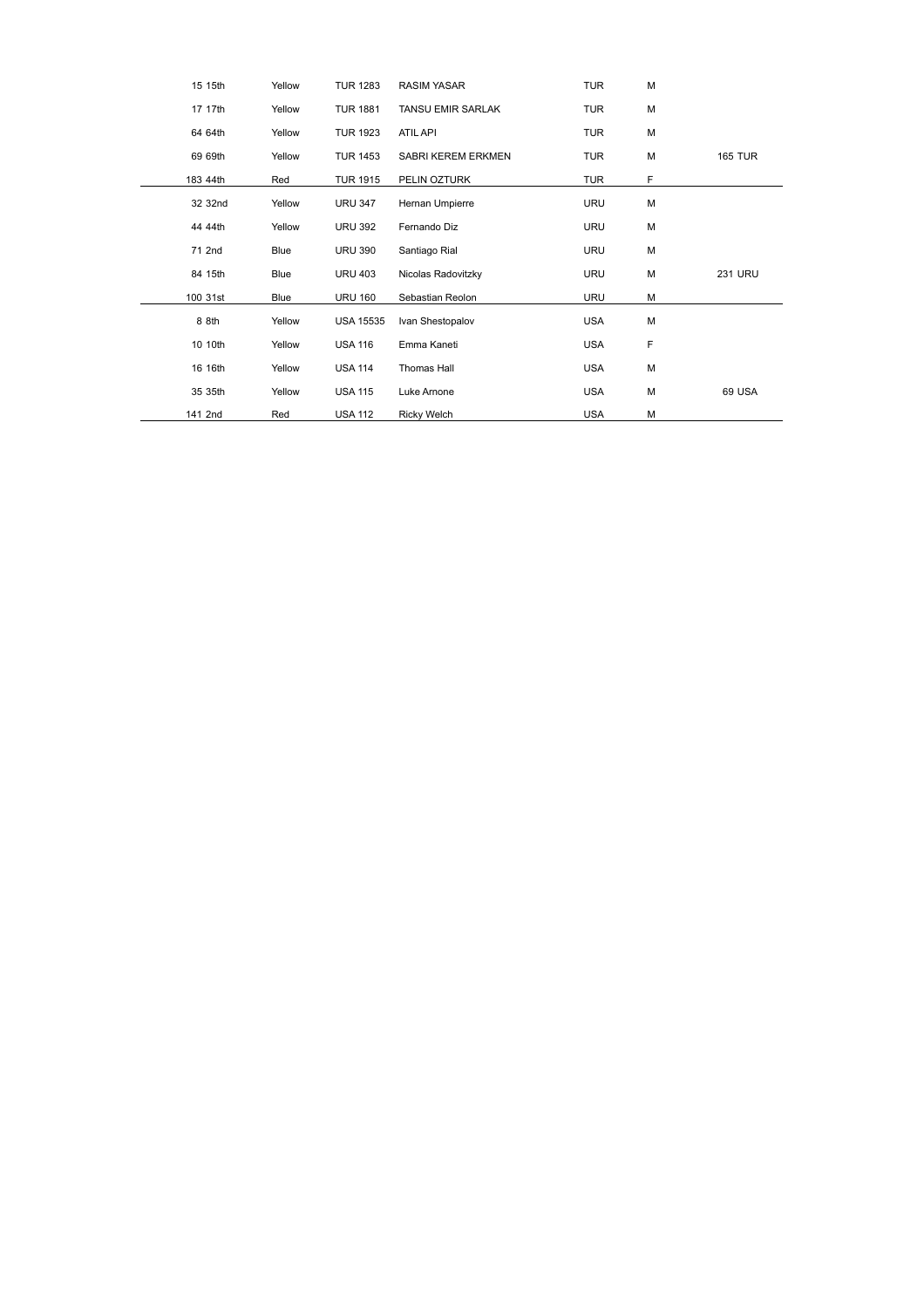| | | | | | | |
|---|---|---|---|---|---|---|
| 15 15th | Yellow | TUR 1283 | RASIM YASAR | TUR | M | |
| 17 17th | Yellow | TUR 1881 | TANSU EMIR SARLAK | TUR | M | |
| 64 64th | Yellow | TUR 1923 | ATIL API | TUR | M | |
| 69 69th | Yellow | TUR 1453 | SABRI KEREM ERKMEN | TUR | M | 165 TUR |
| 183 44th | Red | TUR 1915 | PELIN OZTURK | TUR | F | |
| 32 32nd | Yellow | URU 347 | Hernan Umpierre | URU | M | |
| 44 44th | Yellow | URU 392 | Fernando Diz | URU | M | |
| 71 2nd | Blue | URU 390 | Santiago Rial | URU | M | |
| 84 15th | Blue | URU 403 | Nicolas Radovitzky | URU | M | 231 URU |
| 100 31st | Blue | URU 160 | Sebastian Reolon | URU | M | |
| 8 8th | Yellow | USA 15535 | Ivan Shestopalov | USA | M | |
| 10 10th | Yellow | USA 116 | Emma Kaneti | USA | F | |
| 16 16th | Yellow | USA 114 | Thomas Hall | USA | M | |
| 35 35th | Yellow | USA 115 | Luke Arnone | USA | M | 69 USA |
| 141 2nd | Red | USA 112 | Ricky Welch | USA | M | |